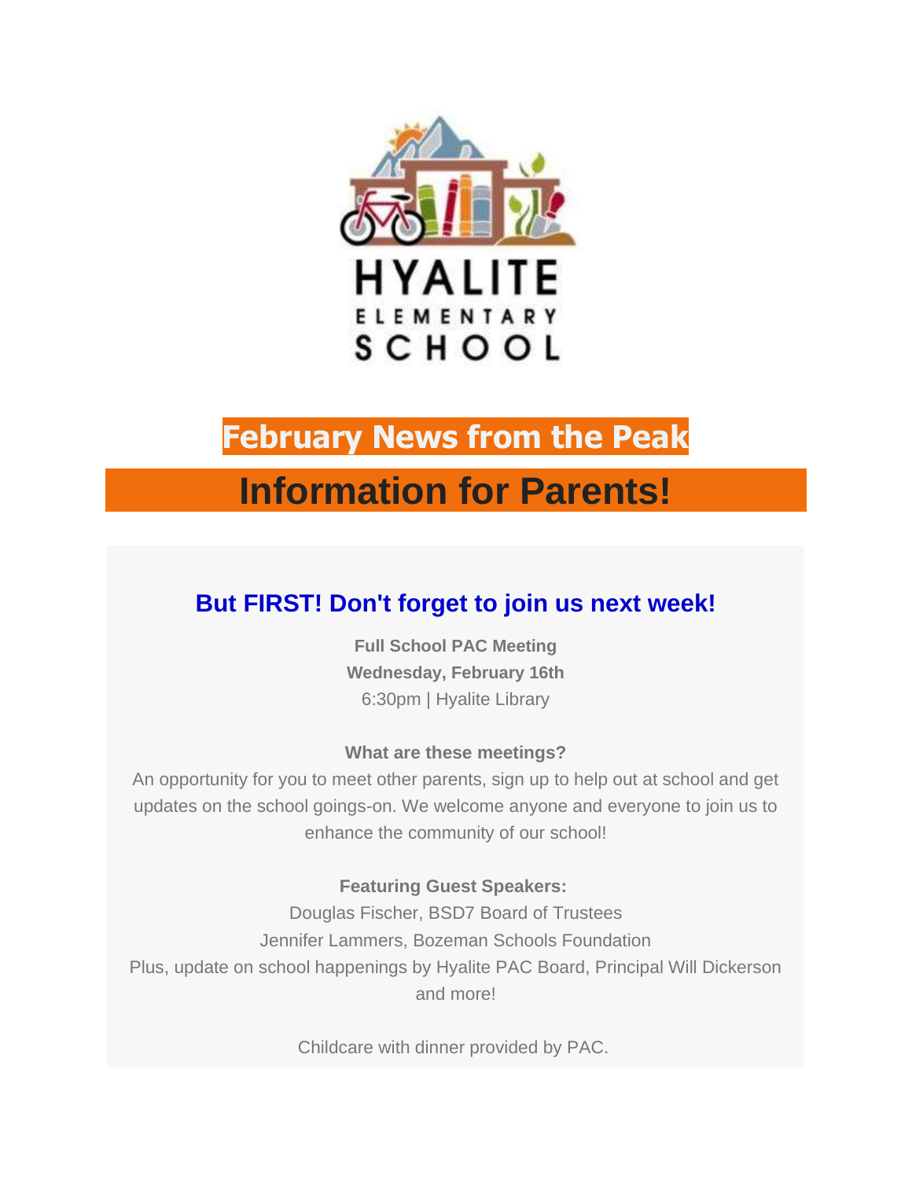HYALITE
ELEMENTARY
SCHOOL

# February News from the Peak

# Information for Parents!

## But FIRST! Don't forget to join us next week!

**Full School PAC Meeting**
**Wednesday, February 16th**
6:30pm | Hyalite Library

**What are these meetings?**
An opportunity for you to meet other parents, sign up to help out at school and get updates on the school goings-on. We welcome anyone and everyone to join us to enhance the community of our school!

**Featuring Guest Speakers:**
Douglas Fischer, BSD7 Board of Trustees
Jennifer Lammers, Bozeman Schools Foundation
Plus, update on school happenings by Hyalite PAC Board, Principal Will Dickerson and more!

Childcare with dinner provided by PAC.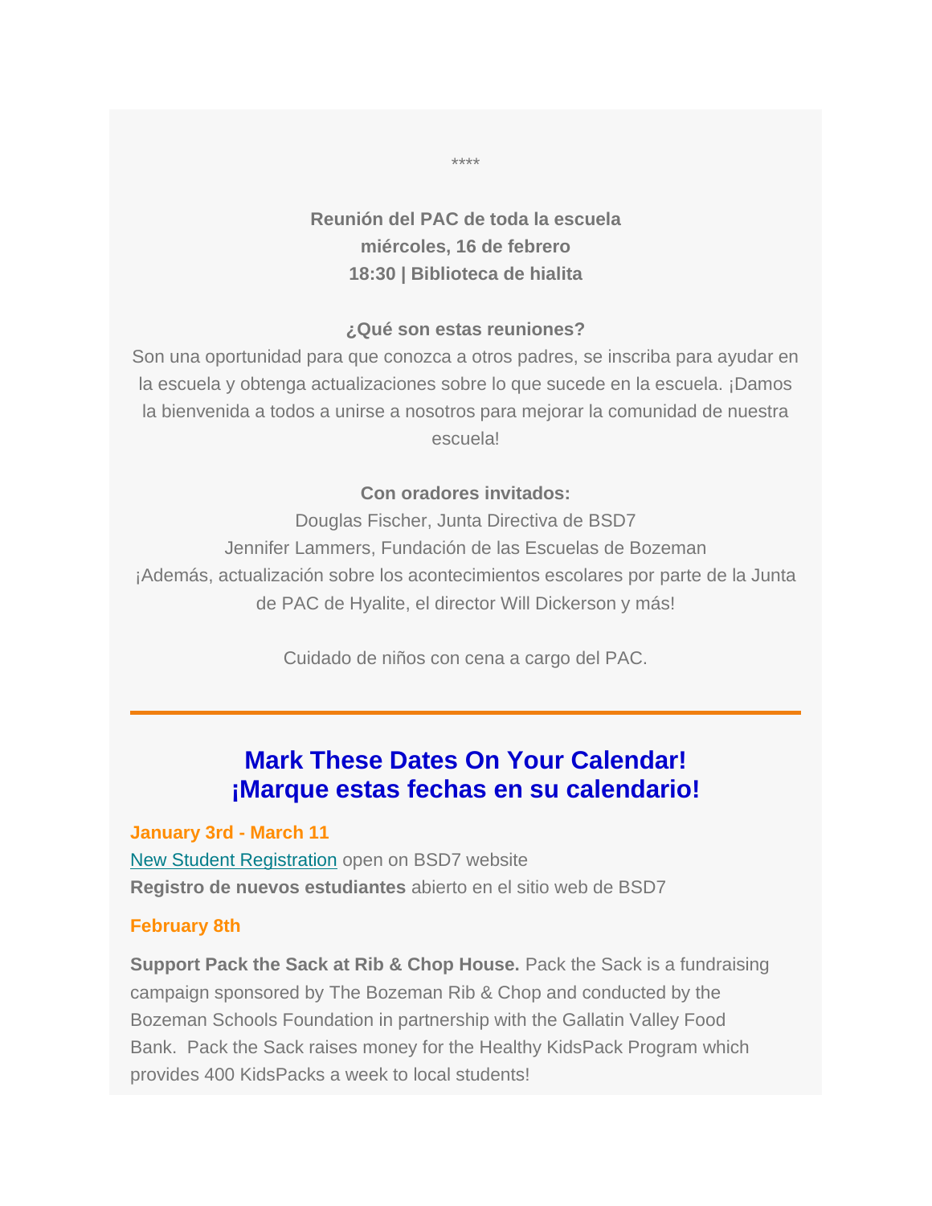\*\*\*\*

**Reunión del PAC de toda la escuela**
**miércoles, 16 de febrero**
**18:30 | Biblioteca de hialita**

**¿Qué son estas reuniones?**
Son una oportunidad para que conozca a otros padres, se inscriba para ayudar en la escuela y obtenga actualizaciones sobre lo que sucede en la escuela. ¡Damos la bienvenida a todos a unirse a nosotros para mejorar la comunidad de nuestra escuela!

**Con oradores invitados:**
Douglas Fischer, Junta Directiva de BSD7
Jennifer Lammers, Fundación de las Escuelas de Bozeman
¡Además, actualización sobre los acontecimientos escolares por parte de la Junta de PAC de Hyalite, el director Will Dickerson y más!

Cuidado de niños con cena a cargo del PAC.

---

## Mark These Dates On Your Calendar!
## ¡Marque estas fechas en su calendario!

**January 3rd - March 11**
New Student Registration open on BSD7 website
**Registro de nuevos estudiantes** abierto en el sitio web de BSD7

**February 8th**

**Support Pack the Sack at Rib & Chop House.** Pack the Sack is a fundraising campaign sponsored by The Bozeman Rib & Chop and conducted by the Bozeman Schools Foundation in partnership with the Gallatin Valley Food Bank. Pack the Sack raises money for the Healthy KidsPack Program which provides 400 KidsPacks a week to local students!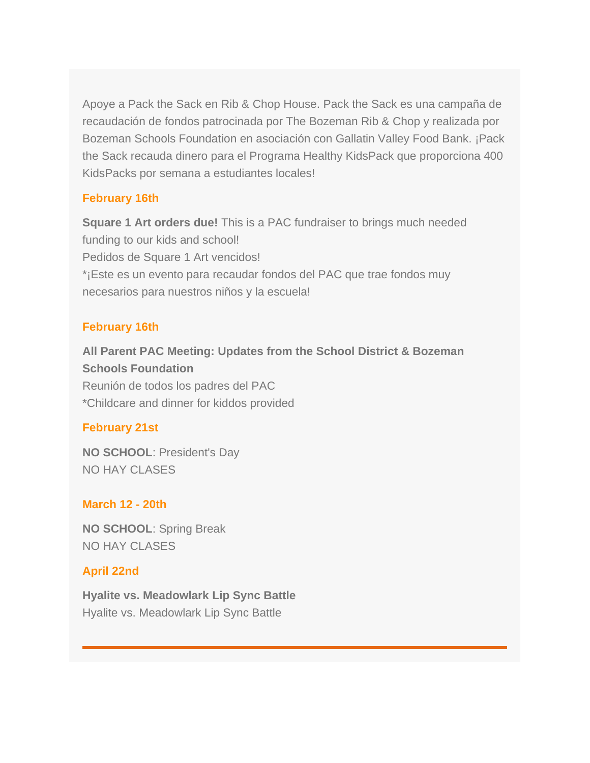Apoye a Pack the Sack en Rib & Chop House. Pack the Sack es una campaña de recaudación de fondos patrocinada por The Bozeman Rib & Chop y realizada por Bozeman Schools Foundation en asociación con Gallatin Valley Food Bank. ¡Pack the Sack recauda dinero para el Programa Healthy KidsPack que proporciona 400 KidsPacks por semana a estudiantes locales!

### February 16th

**Square 1 Art orders due!** This is a PAC fundraiser to brings much needed funding to our kids and school!
Pedidos de Square 1 Art vencidos!
*¡Este es un evento para recaudar fondos del PAC que trae fondos muy necesarios para nuestros niños y la escuela!

### February 16th

**All Parent PAC Meeting: Updates from the School District & Bozeman Schools Foundation**
Reunión de todos los padres del PAC
*Childcare and dinner for kiddos provided

### February 21st

**NO SCHOOL**: President's Day
NO HAY CLASES

### March 12 - 20th

**NO SCHOOL**: Spring Break
NO HAY CLASES

### April 22nd

**Hyalite vs. Meadowlark Lip Sync Battle**
Hyalite vs. Meadowlark Lip Sync Battle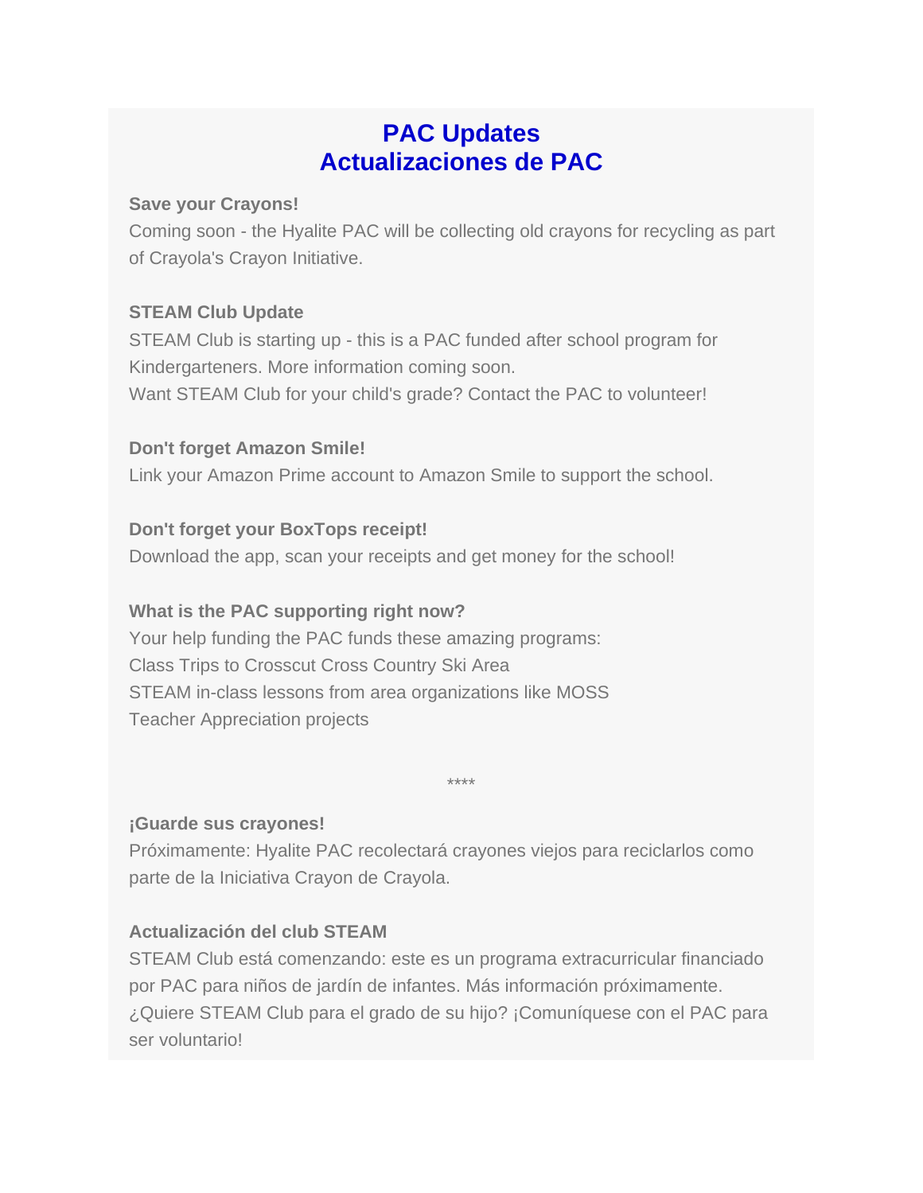## PAC Updates
## Actualizaciones de PAC

**Save your Crayons!**
Coming soon - the Hyalite PAC will be collecting old crayons for recycling as part of Crayola's Crayon Initiative.

**STEAM Club Update**
STEAM Club is starting up - this is a PAC funded after school program for Kindergarteners. More information coming soon.
Want STEAM Club for your child's grade? Contact the PAC to volunteer!

**Don't forget Amazon Smile!**
Link your Amazon Prime account to Amazon Smile to support the school.

**Don't forget your BoxTops receipt!**
Download the app, scan your receipts and get money for the school!

**What is the PAC supporting right now?**
Your help funding the PAC funds these amazing programs:
Class Trips to Crosscut Cross Country Ski Area
STEAM in-class lessons from area organizations like MOSS
Teacher Appreciation projects

****

**¡Guarde sus crayones!**
Próximamente: Hyalite PAC recolectará crayones viejos para reciclarlos como parte de la Iniciativa Crayon de Crayola.

**Actualización del club STEAM**
STEAM Club está comenzando: este es un programa extracurricular financiado por PAC para niños de jardín de infantes. Más información próximamente.
¿Quiere STEAM Club para el grado de su hijo? ¡Comuníquese con el PAC para ser voluntario!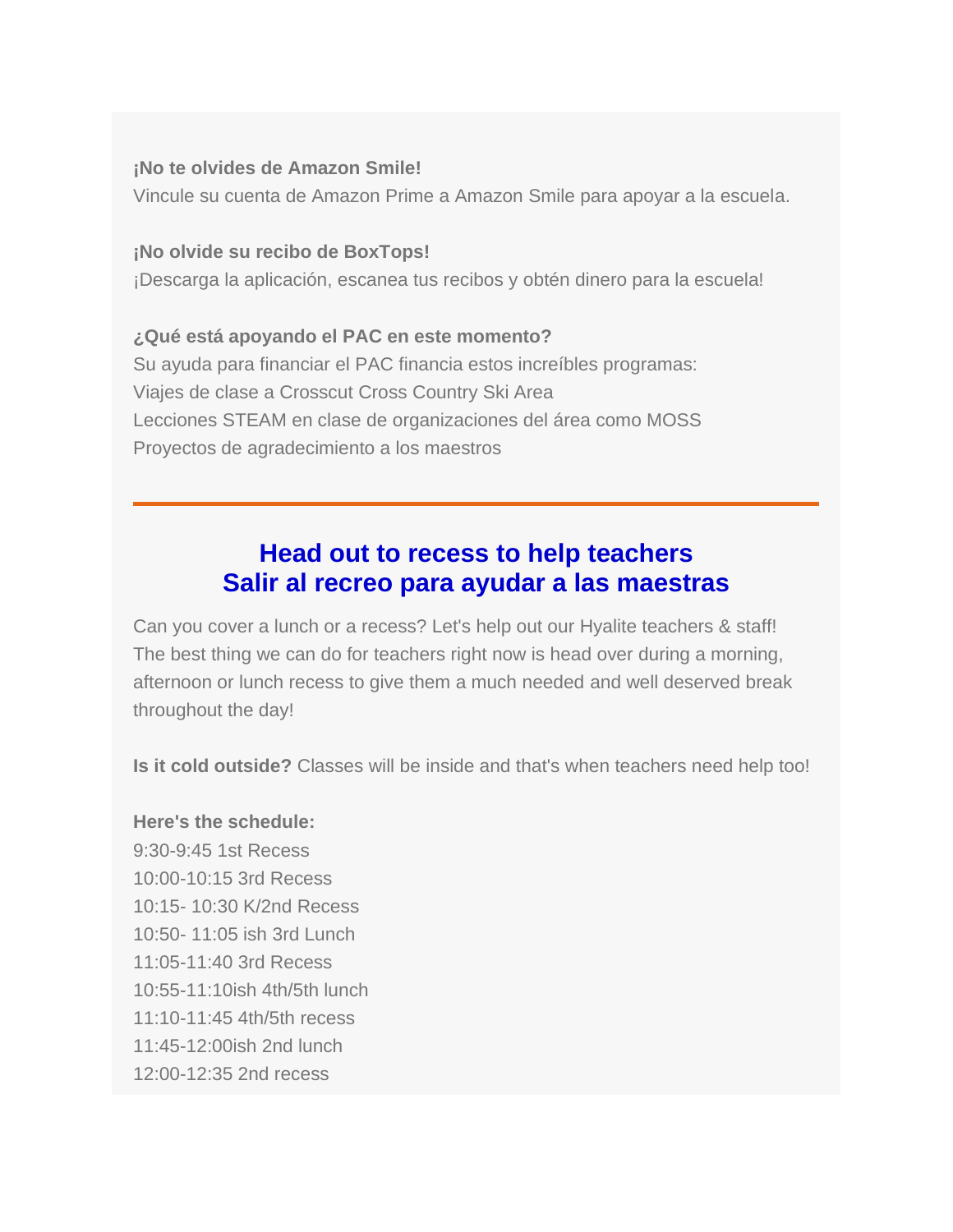**¡No te olvides de Amazon Smile!**
Vincule su cuenta de Amazon Prime a Amazon Smile para apoyar a la escuela.

**¡No olvide su recibo de BoxTops!**
¡Descarga la aplicación, escanea tus recibos y obtén dinero para la escuela!

**¿Qué está apoyando el PAC en este momento?**
Su ayuda para financiar el PAC financia estos increíbles programas:
Viajes de clase a Crosscut Cross Country Ski Area
Lecciones STEAM en clase de organizaciones del área como MOSS
Proyectos de agradecimiento a los maestros

---

## Head out to recess to help teachers
## Salir al recreo para ayudar a las maestras

Can you cover a lunch or a recess? Let's help out our Hyalite teachers & staff! The best thing we can do for teachers right now is head over during a morning, afternoon or lunch recess to give them a much needed and well deserved break throughout the day!

**Is it cold outside?** Classes will be inside and that's when teachers need help too!

**Here's the schedule:**
9:30-9:45 1st Recess
10:00-10:15 3rd Recess
10:15- 10:30 K/2nd Recess
10:50- 11:05 ish 3rd Lunch
11:05-11:40 3rd Recess
10:55-11:10ish 4th/5th lunch
11:10-11:45 4th/5th recess
11:45-12:00ish 2nd lunch
12:00-12:35 2nd recess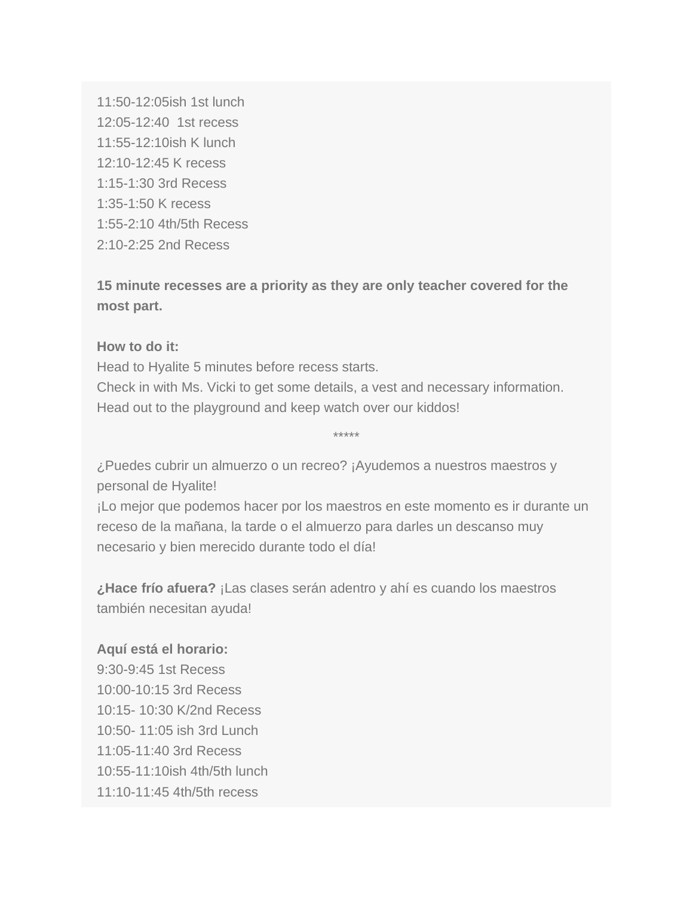11:50-12:05ish 1st lunch
12:05-12:40 1st recess
11:55-12:10ish K lunch
12:10-12:45 K recess
1:15-1:30 3rd Recess
1:35-1:50 K recess
1:55-2:10 4th/5th Recess
2:10-2:25 2nd Recess

**15 minute recesses are a priority as they are only teacher covered for the most part.**

**How to do it:**
Head to Hyalite 5 minutes before recess starts.
Check in with Ms. Vicki to get some details, a vest and necessary information.
Head out to the playground and keep watch over our kiddos!

*****

¿Puedes cubrir un almuerzo o un recreo? ¡Ayudemos a nuestros maestros y personal de Hyalite!
¡Lo mejor que podemos hacer por los maestros en este momento es ir durante un receso de la mañana, la tarde o el almuerzo para darles un descanso muy necesario y bien merecido durante todo el día!

**¿Hace frío afuera?** ¡Las clases serán adentro y ahí es cuando los maestros también necesitan ayuda!

**Aquí está el horario:**
9:30-9:45 1st Recess
10:00-10:15 3rd Recess
10:15- 10:30 K/2nd Recess
10:50- 11:05 ish 3rd Lunch
11:05-11:40 3rd Recess
10:55-11:10ish 4th/5th lunch
11:10-11:45 4th/5th recess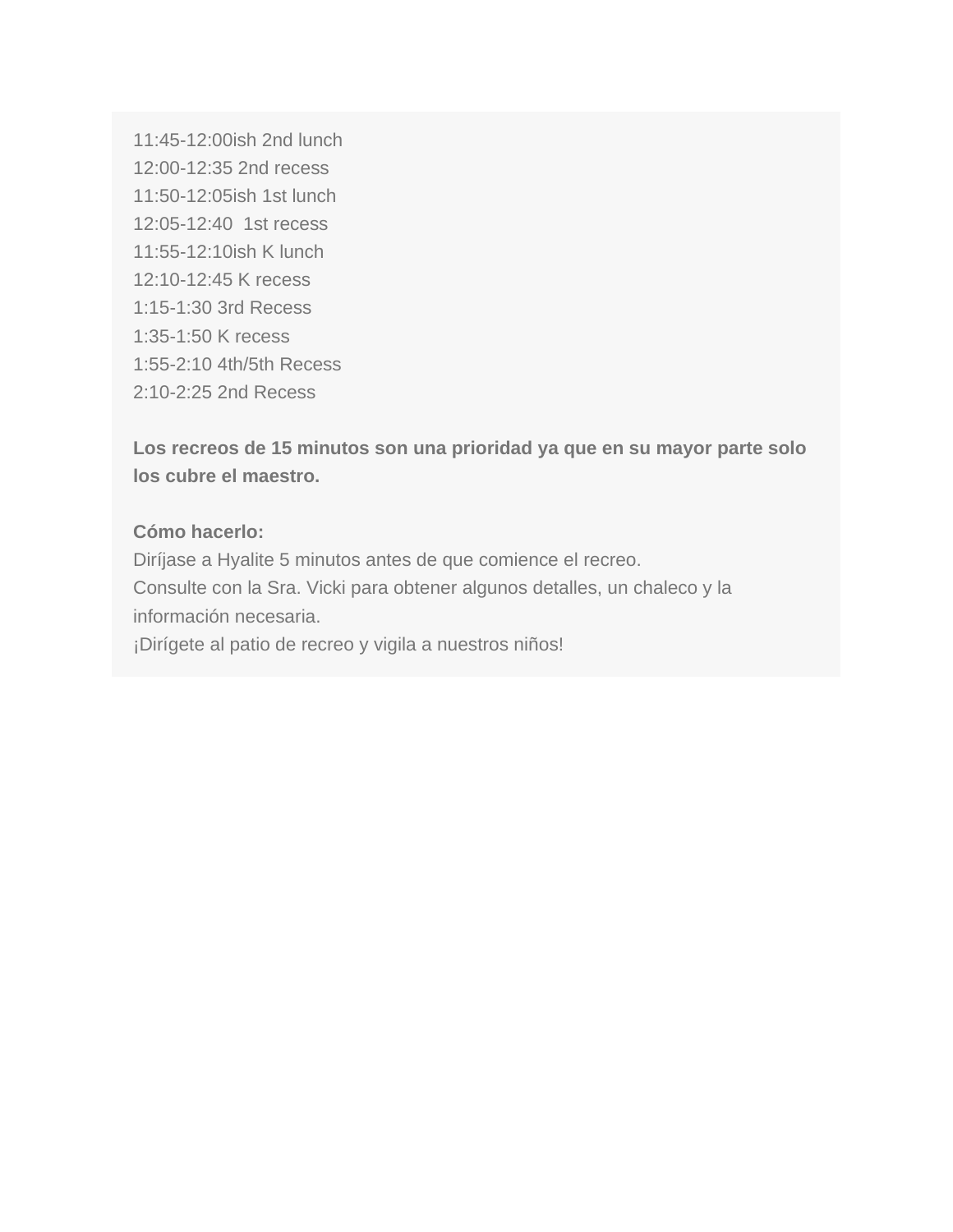11:45-12:00ish 2nd lunch
12:00-12:35 2nd recess
11:50-12:05ish 1st lunch
12:05-12:40  1st recess
11:55-12:10ish K lunch
12:10-12:45 K recess
1:15-1:30 3rd Recess
1:35-1:50 K recess
1:55-2:10 4th/5th Recess
2:10-2:25 2nd Recess

**Los recreos de 15 minutos son una prioridad ya que en su mayor parte solo los cubre el maestro.**

**Cómo hacerlo:**
Diríjase a Hyalite 5 minutos antes de que comience el recreo.
Consulte con la Sra. Vicki para obtener algunos detalles, un chaleco y la información necesaria.
¡Dirígete al patio de recreo y vigila a nuestros niños!